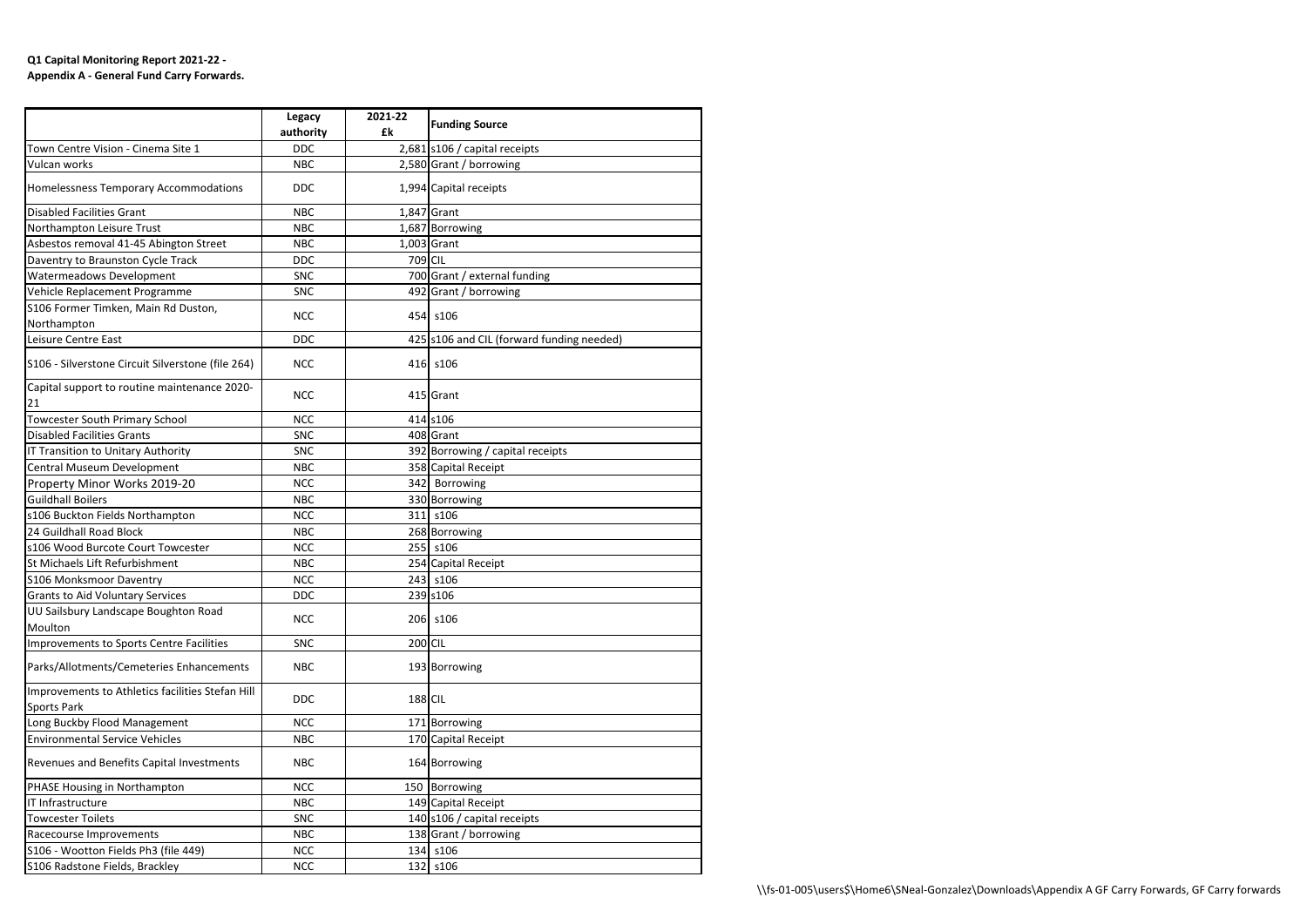**Q1 Capital Monitoring Report 2021-22 -**
**Appendix A - General Fund Carry Forwards.**

| | Legacy authority | 2021-22 £k | Funding Source |
|---|---|---|---|
| Town Centre Vision - Cinema Site 1 | DDC | 2,681 | s106 / capital receipts |
| Vulcan works | NBC | 2,580 | Grant / borrowing |
| Homelessness Temporary Accommodations | DDC | 1,994 | Capital receipts |
| Disabled Facilities Grant | NBC | 1,847 | Grant |
| Northampton Leisure Trust | NBC | 1,687 | Borrowing |
| Asbestos removal 41-45 Abington Street | NBC | 1,003 | Grant |
| Daventry to Braunston Cycle Track | DDC | 709 | CIL |
| Watermeadows Development | SNC | 700 | Grant / external funding |
| Vehicle Replacement Programme | SNC | 492 | Grant / borrowing |
| S106 Former Timken, Main Rd Duston, Northampton | NCC | 454 | s106 |
| Leisure Centre East | DDC | 425 | s106 and CIL (forward funding needed) |
| S106 - Silverstone Circuit Silverstone (file 264) | NCC | 416 | s106 |
| Capital support to routine maintenance 2020-21 | NCC | 415 | Grant |
| Towcester South Primary School | NCC | 414 | s106 |
| Disabled Facilities Grants | SNC | 408 | Grant |
| IT Transition to Unitary Authority | SNC | 392 | Borrowing / capital receipts |
| Central Museum Development | NBC | 358 | Capital Receipt |
| Property Minor Works 2019-20 | NCC | 342 | Borrowing |
| Guildhall Boilers | NBC | 330 | Borrowing |
| s106 Buckton Fields Northampton | NCC | 311 | s106 |
| 24 Guildhall Road Block | NBC | 268 | Borrowing |
| s106 Wood Burcote Court Towcester | NCC | 255 | s106 |
| St Michaels Lift Refurbishment | NBC | 254 | Capital Receipt |
| S106 Monksmoor Daventry | NCC | 243 | s106 |
| Grants to Aid Voluntary Services | DDC | 239 | s106 |
| UU Sailsbury Landscape Boughton Road Moulton | NCC | 206 | s106 |
| Improvements to Sports Centre Facilities | SNC | 200 | CIL |
| Parks/Allotments/Cemeteries Enhancements | NBC | 193 | Borrowing |
| Improvements to Athletics facilities Stefan Hill Sports Park | DDC | 188 | CIL |
| Long Buckby Flood Management | NCC | 171 | Borrowing |
| Environmental Service Vehicles | NBC | 170 | Capital Receipt |
| Revenues and Benefits Capital Investments | NBC | 164 | Borrowing |
| PHASE Housing in Northampton | NCC | 150 | Borrowing |
| IT Infrastructure | NBC | 149 | Capital Receipt |
| Towcester Toilets | SNC | 140 | s106 / capital receipts |
| Racecourse Improvements | NBC | 138 | Grant / borrowing |
| S106 - Wootton Fields Ph3 (file 449) | NCC | 134 | s106 |
| S106 Radstone Fields, Brackley | NCC | 132 | s106 |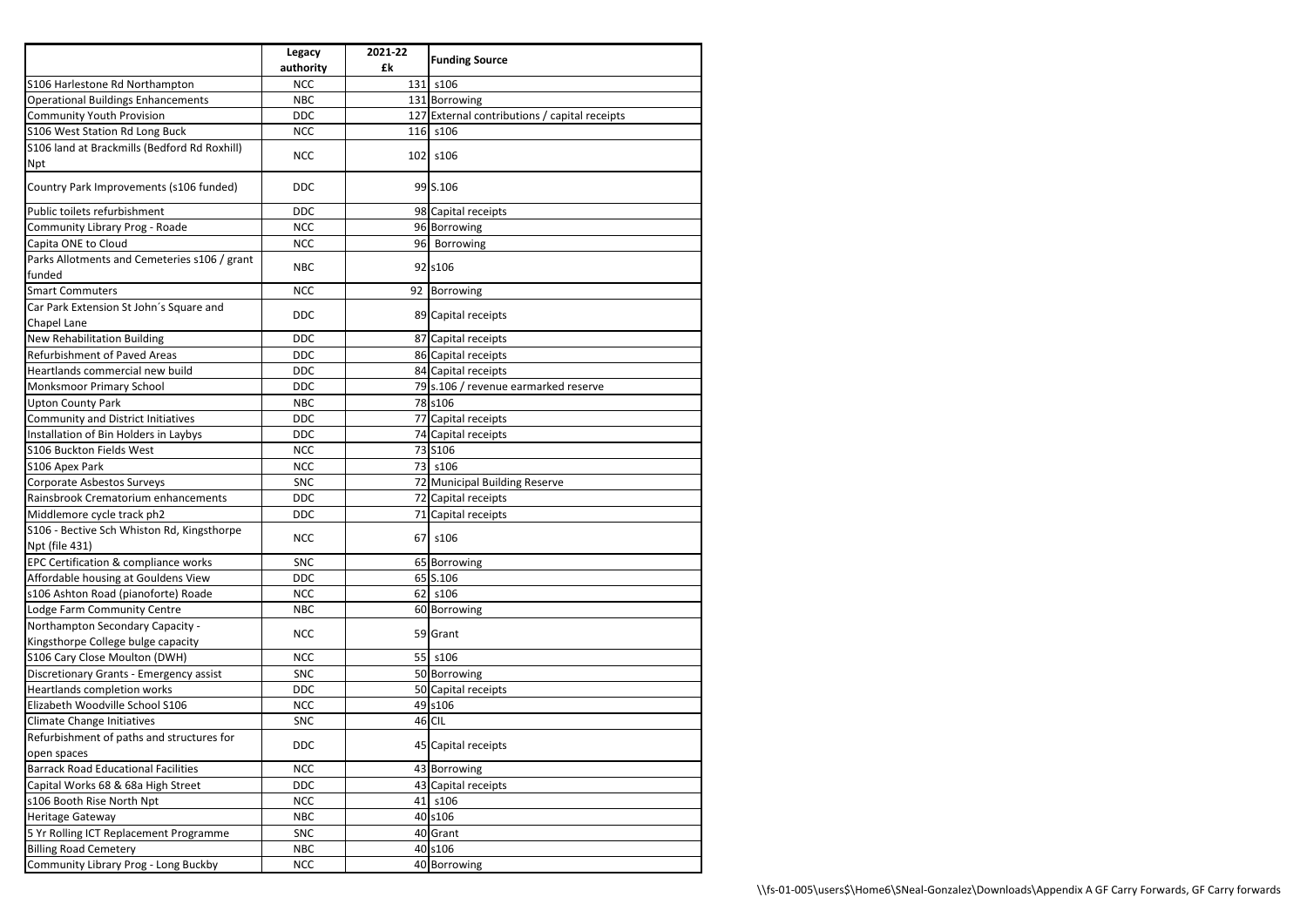| | Legacy authority | 2021-22 £k | Funding Source |
|---|---|---|---|
| S106 Harlestone Rd Northampton | NCC | 131 | s106 |
| Operational Buildings Enhancements | NBC | 131 | Borrowing |
| Community Youth Provision | DDC | 127 | External contributions / capital receipts |
| S106 West Station Rd Long Buck | NCC | 116 | s106 |
| S106 land at Brackmills (Bedford Rd Roxhill) Npt | NCC | 102 | s106 |
| Country Park Improvements (s106 funded) | DDC | 99 | S.106 |
| Public toilets refurbishment | DDC | 98 | Capital receipts |
| Community Library Prog - Roade | NCC | 96 | Borrowing |
| Capita ONE to Cloud | NCC | 96 | Borrowing |
| Parks Allotments and Cemeteries s106 / grant funded | NBC | 92 | s106 |
| Smart Commuters | NCC | 92 | Borrowing |
| Car Park Extension St John´s Square and Chapel Lane | DDC | 89 | Capital receipts |
| New Rehabilitation Building | DDC | 87 | Capital receipts |
| Refurbishment of Paved Areas | DDC | 86 | Capital receipts |
| Heartlands commercial new build | DDC | 84 | Capital receipts |
| Monksmoor Primary School | DDC | 79 | s.106 / revenue earmarked reserve |
| Upton County Park | NBC | 78 | s106 |
| Community and District Initiatives | DDC | 77 | Capital receipts |
| Installation of Bin Holders in Laybys | DDC | 74 | Capital receipts |
| S106 Buckton Fields West | NCC | 73 | S106 |
| S106 Apex Park | NCC | 73 | s106 |
| Corporate Asbestos Surveys | SNC | 72 | Municipal Building Reserve |
| Rainsbrook Crematorium enhancements | DDC | 72 | Capital receipts |
| Middlemore cycle track ph2 | DDC | 71 | Capital receipts |
| S106 - Bective Sch Whiston Rd, Kingsthorpe Npt (file 431) | NCC | 67 | s106 |
| EPC Certification & compliance works | SNC | 65 | Borrowing |
| Affordable housing at Gouldens View | DDC | 65 | S.106 |
| s106 Ashton Road (pianoforte) Roade | NCC | 62 | s106 |
| Lodge Farm Community Centre | NBC | 60 | Borrowing |
| Northampton Secondary Capacity - Kingsthorpe College bulge capacity | NCC | 59 | Grant |
| S106 Cary Close Moulton (DWH) | NCC | 55 | s106 |
| Discretionary Grants - Emergency assist | SNC | 50 | Borrowing |
| Heartlands completion works | DDC | 50 | Capital receipts |
| Elizabeth Woodville School S106 | NCC | 49 | s106 |
| Climate Change Initiatives | SNC | 46 | CIL |
| Refurbishment of paths and structures for open spaces | DDC | 45 | Capital receipts |
| Barrack Road Educational Facilities | NCC | 43 | Borrowing |
| Capital Works 68 & 68a High Street | DDC | 43 | Capital receipts |
| s106 Booth Rise North Npt | NCC | 41 | s106 |
| Heritage Gateway | NBC | 40 | s106 |
| 5 Yr Rolling ICT Replacement Programme | SNC | 40 | Grant |
| Billing Road Cemetery | NBC | 40 | s106 |
| Community Library Prog - Long Buckby | NCC | 40 | Borrowing |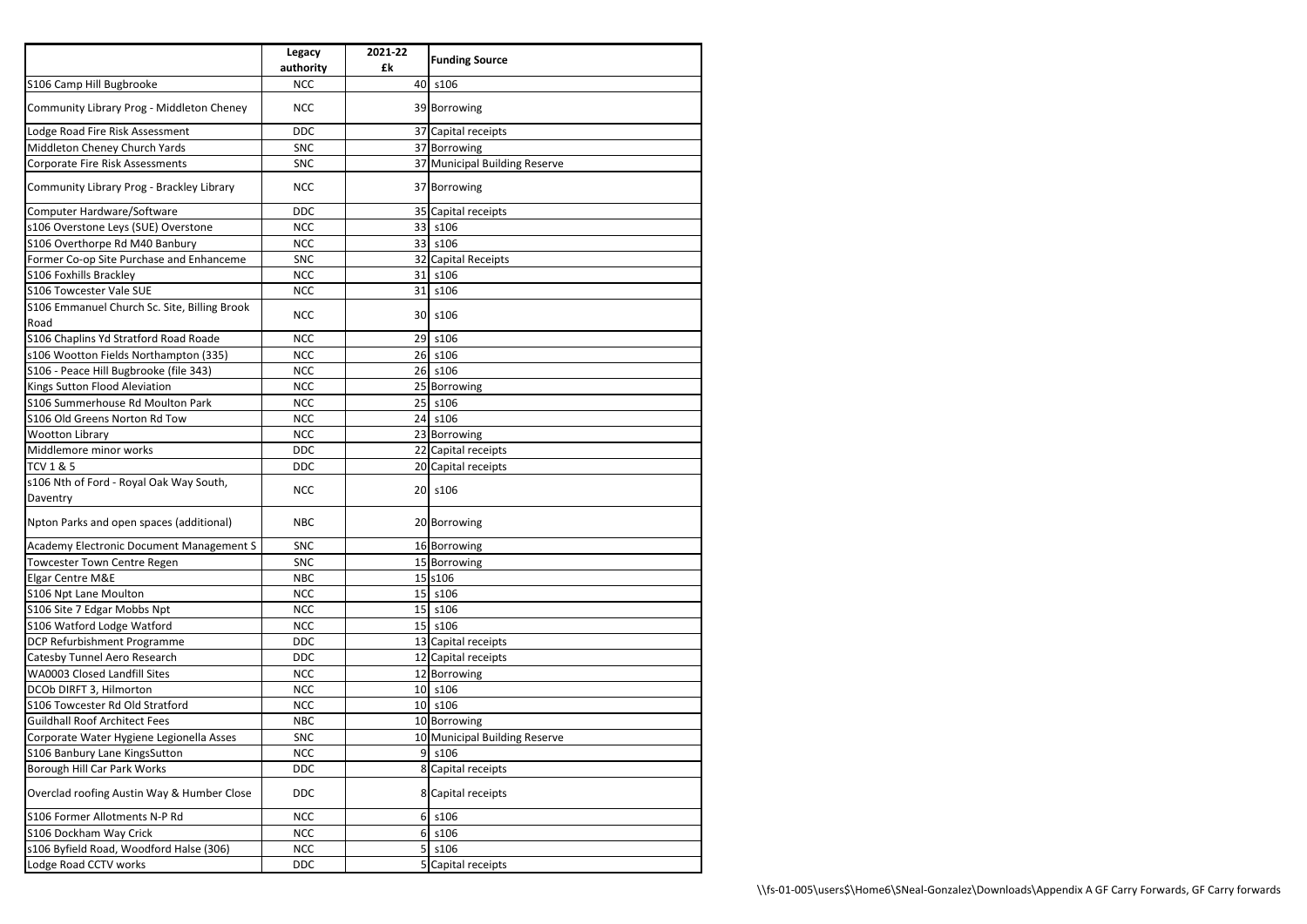| | Legacy authority | 2021-22 £k | Funding Source |
|---|---|---|---|
| S106 Camp Hill Bugbrooke | NCC | 40 | s106 |
| Community Library Prog - Middleton Cheney | NCC | 39 | Borrowing |
| Lodge Road Fire Risk Assessment | DDC | 37 | Capital receipts |
| Middleton Cheney Church Yards | SNC | 37 | Borrowing |
| Corporate Fire Risk Assessments | SNC | 37 | Municipal Building Reserve |
| Community Library Prog - Brackley Library | NCC | 37 | Borrowing |
| Computer Hardware/Software | DDC | 35 | Capital receipts |
| s106 Overstone Leys (SUE) Overstone | NCC | 33 | s106 |
| S106 Overthorpe Rd M40 Banbury | NCC | 33 | s106 |
| Former Co-op Site Purchase and Enhanceme | SNC | 32 | Capital Receipts |
| S106 Foxhills Brackley | NCC | 31 | s106 |
| S106 Towcester Vale SUE | NCC | 31 | s106 |
| S106 Emmanuel Church Sc. Site, Billing Brook Road | NCC | 30 | s106 |
| S106 Chaplins Yd Stratford Road Roade | NCC | 29 | s106 |
| s106 Wootton Fields Northampton (335) | NCC | 26 | s106 |
| S106 - Peace Hill Bugbrooke (file 343) | NCC | 26 | s106 |
| Kings Sutton Flood Aleviation | NCC | 25 | Borrowing |
| S106 Summerhouse Rd Moulton Park | NCC | 25 | s106 |
| S106 Old Greens Norton Rd Tow | NCC | 24 | s106 |
| Wootton Library | NCC | 23 | Borrowing |
| Middlemore minor works | DDC | 22 | Capital receipts |
| TCV 1 & 5 | DDC | 20 | Capital receipts |
| s106 Nth of Ford - Royal Oak Way South, Daventry | NCC | 20 | s106 |
| Npton Parks and open spaces (additional) | NBC | 20 | Borrowing |
| Academy Electronic Document Management S | SNC | 16 | Borrowing |
| Towcester Town Centre Regen | SNC | 15 | Borrowing |
| Elgar Centre M&E | NBC | 15 | s106 |
| S106 Npt Lane Moulton | NCC | 15 | s106 |
| S106 Site 7 Edgar Mobbs Npt | NCC | 15 | s106 |
| S106 Watford Lodge Watford | NCC | 15 | s106 |
| DCP Refurbishment Programme | DDC | 13 | Capital receipts |
| Catesby Tunnel Aero Research | DDC | 12 | Capital receipts |
| WA0003 Closed Landfill Sites | NCC | 12 | Borrowing |
| DCOb DIRFT 3, Hilmorton | NCC | 10 | s106 |
| S106 Towcester Rd Old Stratford | NCC | 10 | s106 |
| Guildhall Roof Architect Fees | NBC | 10 | Borrowing |
| Corporate Water Hygiene Legionella Asses | SNC | 10 | Municipal Building Reserve |
| S106 Banbury Lane KingsSutton | NCC | 9 | s106 |
| Borough Hill Car Park Works | DDC | 8 | Capital receipts |
| Overclad roofing Austin Way & Humber Close | DDC | 8 | Capital receipts |
| S106 Former Allotments N-P Rd | NCC | 6 | s106 |
| S106 Dockham Way Crick | NCC | 6 | s106 |
| s106 Byfield Road, Woodford Halse (306) | NCC | 5 | s106 |
| Lodge Road CCTV works | DDC | 5 | Capital receipts |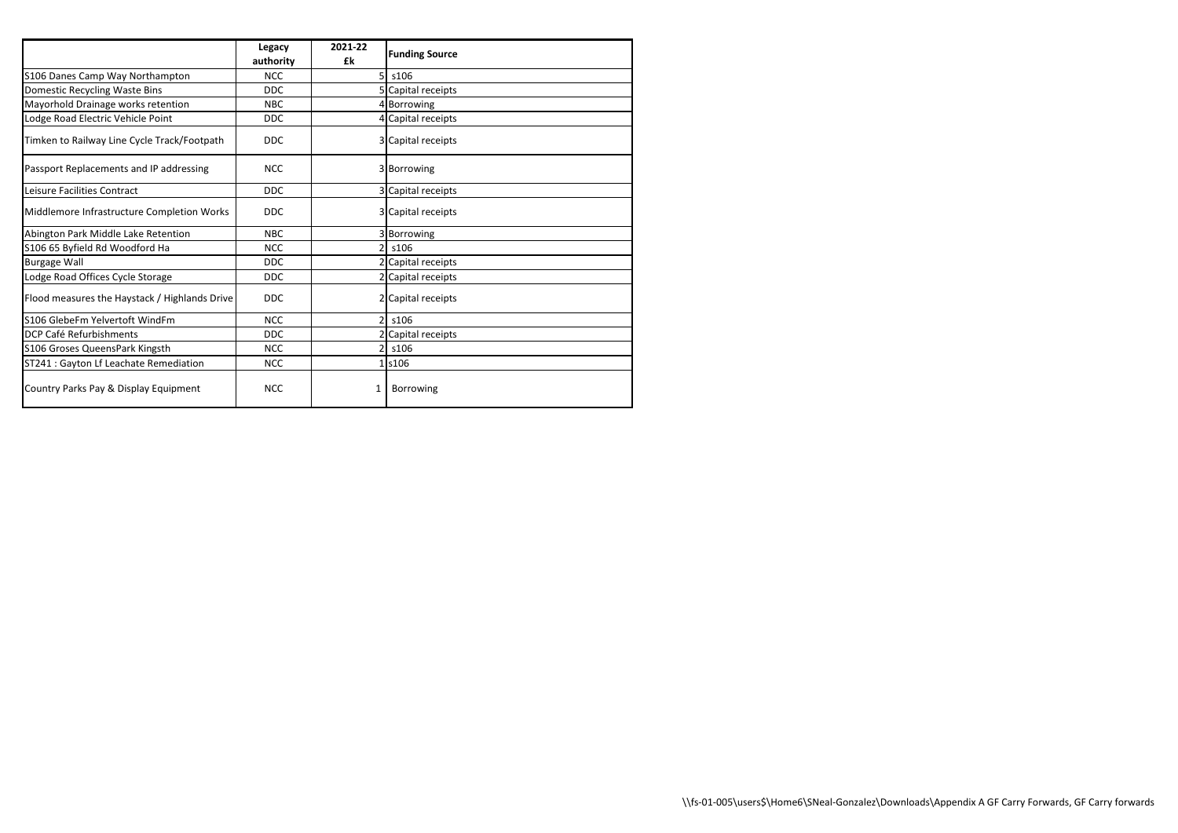| | Legacy authority | 2021-22 £k | Funding Source |
|---|---|---|---|
| S106 Danes Camp Way Northampton | NCC | 5 | s106 |
| Domestic Recycling Waste Bins | DDC | 5 | Capital receipts |
| Mayorhold Drainage works retention | NBC | 4 | Borrowing |
| Lodge Road Electric Vehicle Point | DDC | 4 | Capital receipts |
| Timken to Railway Line Cycle Track/Footpath | DDC | 3 | Capital receipts |
| Passport Replacements and IP addressing | NCC | 3 | Borrowing |
| Leisure Facilities Contract | DDC | 3 | Capital receipts |
| Middlemore Infrastructure Completion Works | DDC | 3 | Capital receipts |
| Abington Park Middle Lake Retention | NBC | 3 | Borrowing |
| S106 65 Byfield Rd Woodford Ha | NCC | 2 | s106 |
| Burgage Wall | DDC | 2 | Capital receipts |
| Lodge Road Offices Cycle Storage | DDC | 2 | Capital receipts |
| Flood measures the Haystack / Highlands Drive | DDC | 2 | Capital receipts |
| S106 GlebeFm Yelvertoft WindFm | NCC | 2 | s106 |
| DCP Café Refurbishments | DDC | 2 | Capital receipts |
| S106 Groses QueensPark Kingsth | NCC | 2 | s106 |
| ST241 : Gayton Lf Leachate Remediation | NCC | 1 | s106 |
| Country Parks Pay & Display Equipment | NCC | 1 | Borrowing |

\\fs-01-005\users$\Home6\SNeal-Gonzalez\Downloads\Appendix A GF Carry Forwards, GF Carry forwards